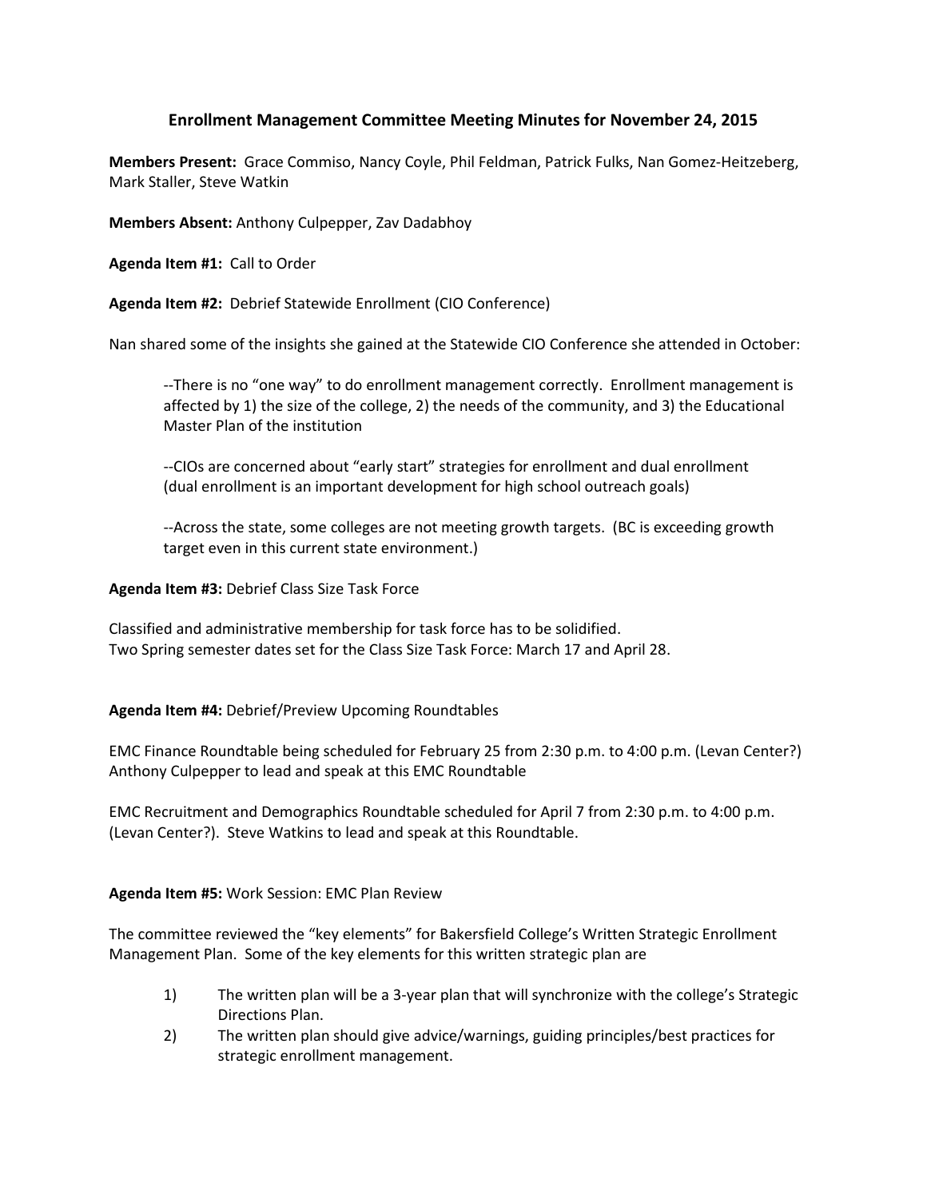# Enrollment Management Committee Meeting Minutes for November 24, 2015

**Members Present:** Grace Commiso, Nancy Coyle, Phil Feldman, Patrick Fulks, Nan Gomez-Heitzeberg, Mark Staller, Steve Watkin

**Members Absent:** Anthony Culpepper, Zav Dadabhoy

**Agenda Item #1:** Call to Order

**Agenda Item #2:** Debrief Statewide Enrollment (CIO Conference)

Nan shared some of the insights she gained at the Statewide CIO Conference she attended in October:

> --There is no "one way" to do enrollment management correctly. Enrollment management is affected by 1) the size of the college, 2) the needs of the community, and 3) the Educational Master Plan of the institution
>
> --CIOs are concerned about "early start" strategies for enrollment and dual enrollment (dual enrollment is an important development for high school outreach goals)
>
> --Across the state, some colleges are not meeting growth targets. (BC is exceeding growth target even in this current state environment.)

**Agenda Item #3:** Debrief Class Size Task Force

Classified and administrative membership for task force has to be solidified.
Two Spring semester dates set for the Class Size Task Force: March 17 and April 28.

**Agenda Item #4:** Debrief/Preview Upcoming Roundtables

EMC Finance Roundtable being scheduled for February 25 from 2:30 p.m. to 4:00 p.m. (Levan Center?) Anthony Culpepper to lead and speak at this EMC Roundtable

EMC Recruitment and Demographics Roundtable scheduled for April 7 from 2:30 p.m. to 4:00 p.m. (Levan Center?). Steve Watkins to lead and speak at this Roundtable.

**Agenda Item #5:** Work Session: EMC Plan Review

The committee reviewed the "key elements" for Bakersfield College's Written Strategic Enrollment Management Plan. Some of the key elements for this written strategic plan are

1) The written plan will be a 3-year plan that will synchronize with the college's Strategic Directions Plan.
2) The written plan should give advice/warnings, guiding principles/best practices for strategic enrollment management.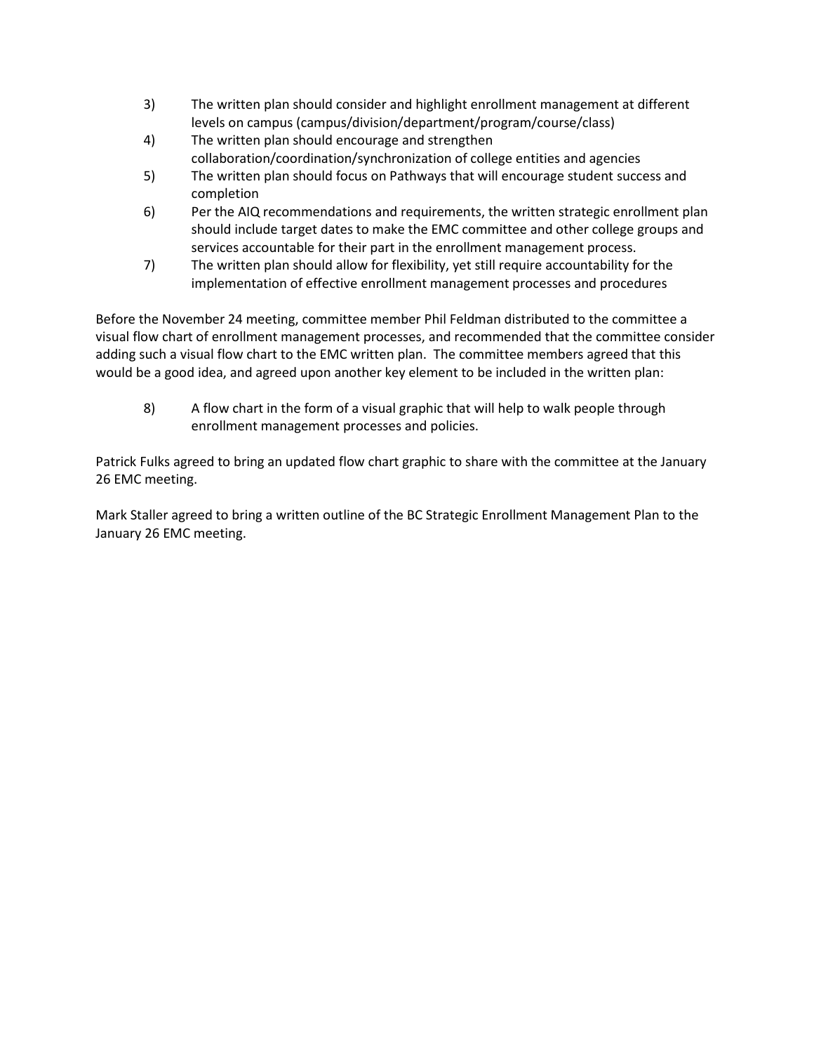3) The written plan should consider and highlight enrollment management at different levels on campus (campus/division/department/program/course/class)
4) The written plan should encourage and strengthen collaboration/coordination/synchronization of college entities and agencies
5) The written plan should focus on Pathways that will encourage student success and completion
6) Per the AIQ recommendations and requirements, the written strategic enrollment plan should include target dates to make the EMC committee and other college groups and services accountable for their part in the enrollment management process.
7) The written plan should allow for flexibility, yet still require accountability for the implementation of effective enrollment management processes and procedures

Before the November 24 meeting, committee member Phil Feldman distributed to the committee a visual flow chart of enrollment management processes, and recommended that the committee consider adding such a visual flow chart to the EMC written plan. The committee members agreed that this would be a good idea, and agreed upon another key element to be included in the written plan:

8) A flow chart in the form of a visual graphic that will help to walk people through enrollment management processes and policies.

Patrick Fulks agreed to bring an updated flow chart graphic to share with the committee at the January 26 EMC meeting.

Mark Staller agreed to bring a written outline of the BC Strategic Enrollment Management Plan to the January 26 EMC meeting.